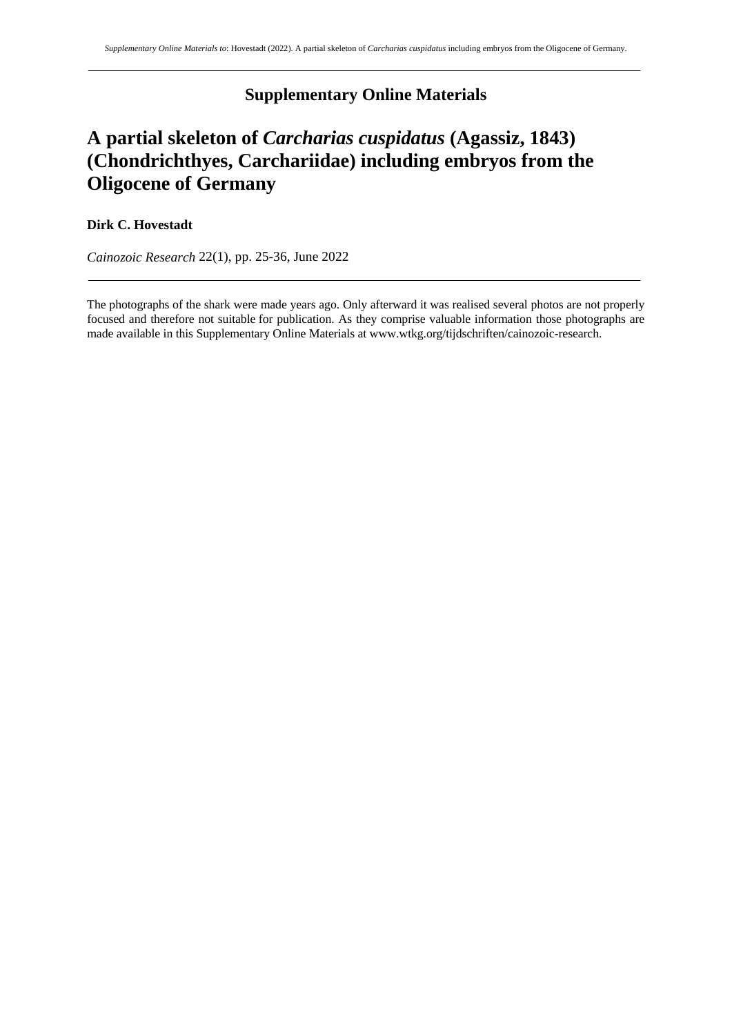## Supplementary Online Materials

# A partial skeleton of *Carcharias cuspidatus* (Agassiz, 1843) (Chondrichthyes, Carchariidae) including embryos from the Oligocene of Germany

**Dirk C. Hovestadt**

*Cainozoic Research* 22(1), pp. 25-36, June 2022

---

The photographs of the shark were made years ago. Only afterward it was realised several photos are not properly focused and therefore not suitable for publication. As they comprise valuable information those photographs are made available in this Supplementary Online Materials at www.wtkg.org/tijdschriften/cainozoic-research.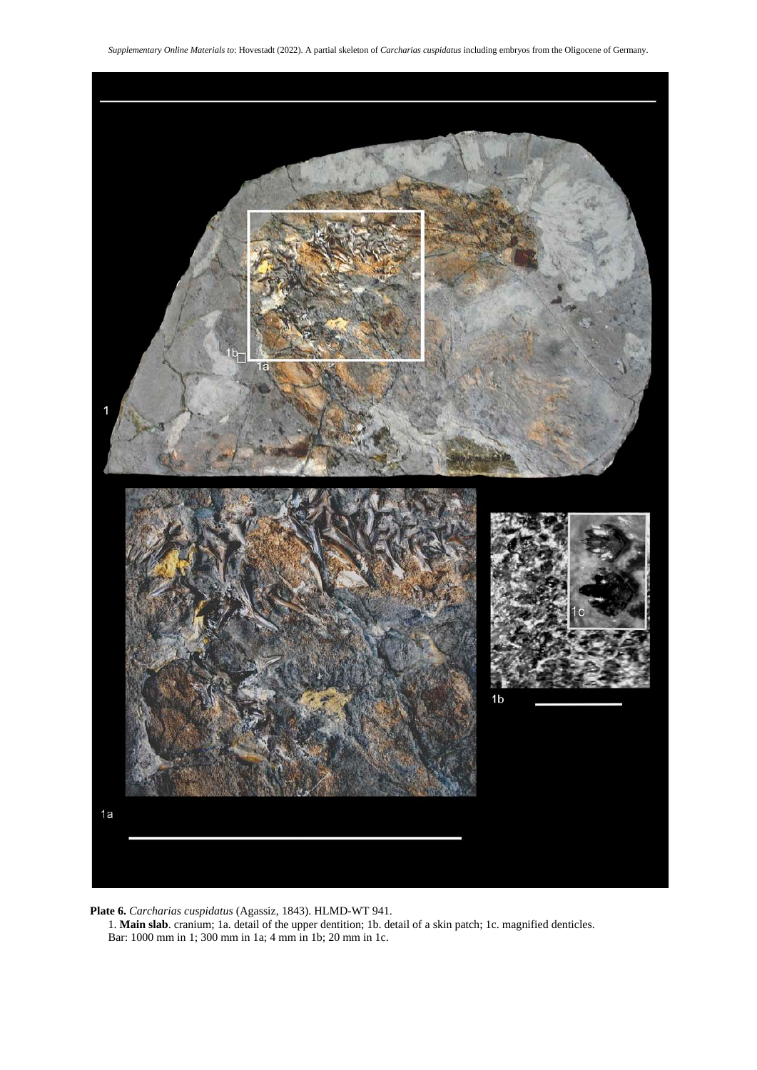**Plate 6.** *Carcharias cuspidatus* (Agassiz, 1843). HLMD-WT 941.

1. **Main slab**. cranium; 1a. detail of the upper dentition; 1b. detail of a skin patch; 1c. magnified denticles.
Bar: 1000 mm in 1; 300 mm in 1a; 4 mm in 1b; 20 mm in 1c.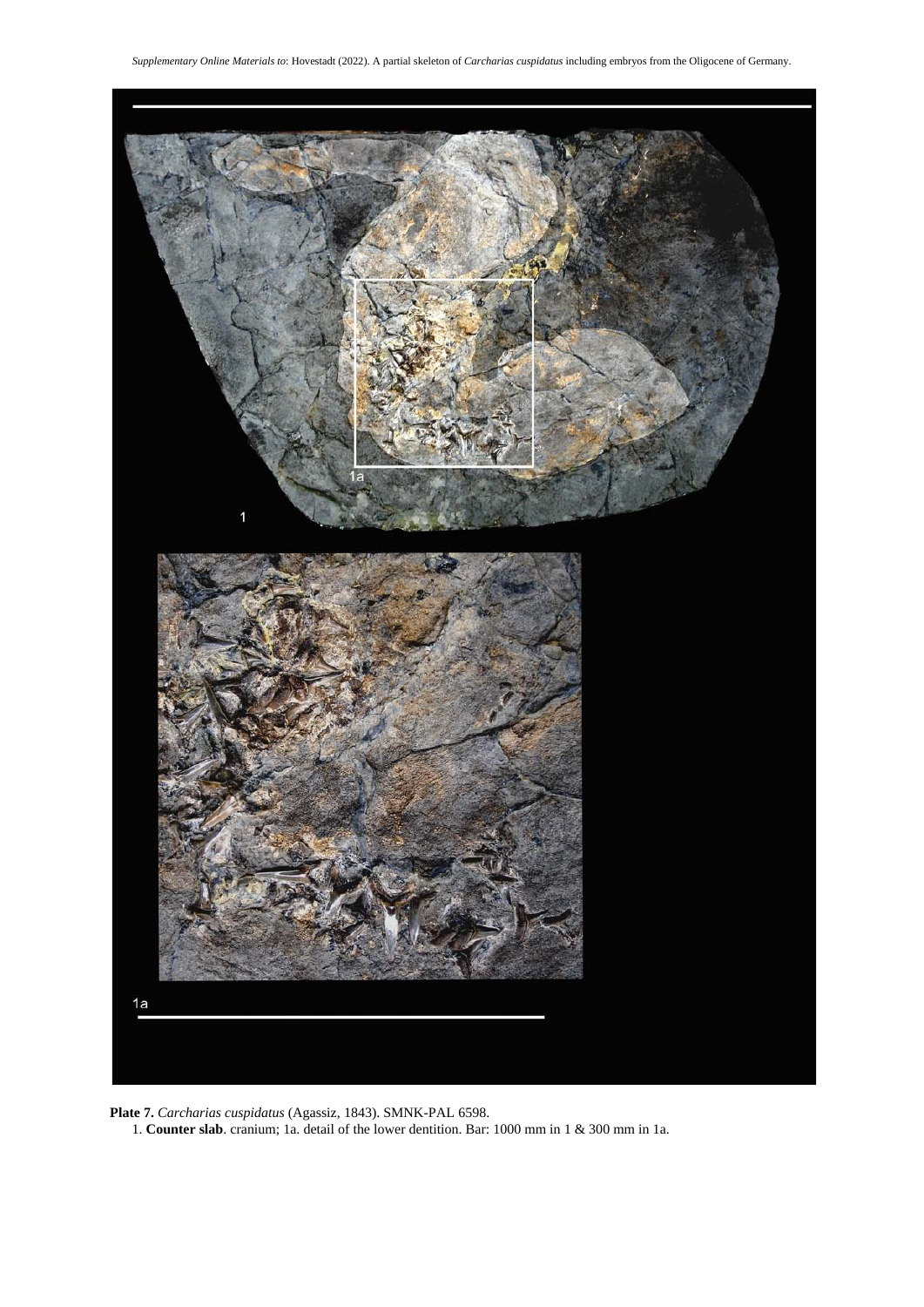**Plate 7.** *Carcharias cuspidatus* (Agassiz, 1843). SMNK-PAL 6598.

1. **Counter slab**. cranium; 1a. detail of the lower dentition. Bar: 1000 mm in 1 & 300 mm in 1a.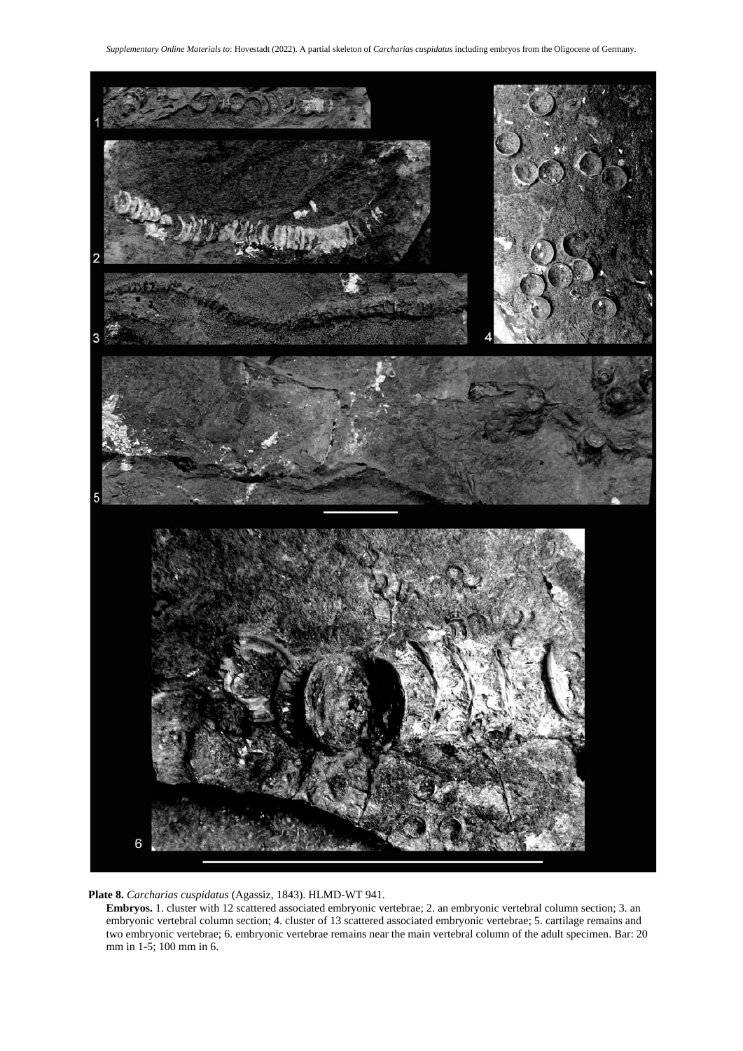**Plate 8.** *Carcharias cuspidatus* (Agassiz, 1843). HLMD-WT 941.

**Embryos.** 1. cluster with 12 scattered associated embryonic vertebrae; 2. an embryonic vertebral column section; 3. an embryonic vertebral column section; 4. cluster of 13 scattered associated embryonic vertebrae; 5. cartilage remains and two embryonic vertebrae; 6. embryonic vertebrae remains near the main vertebral column of the adult specimen. Bar: 20 mm in 1-5; 100 mm in 6.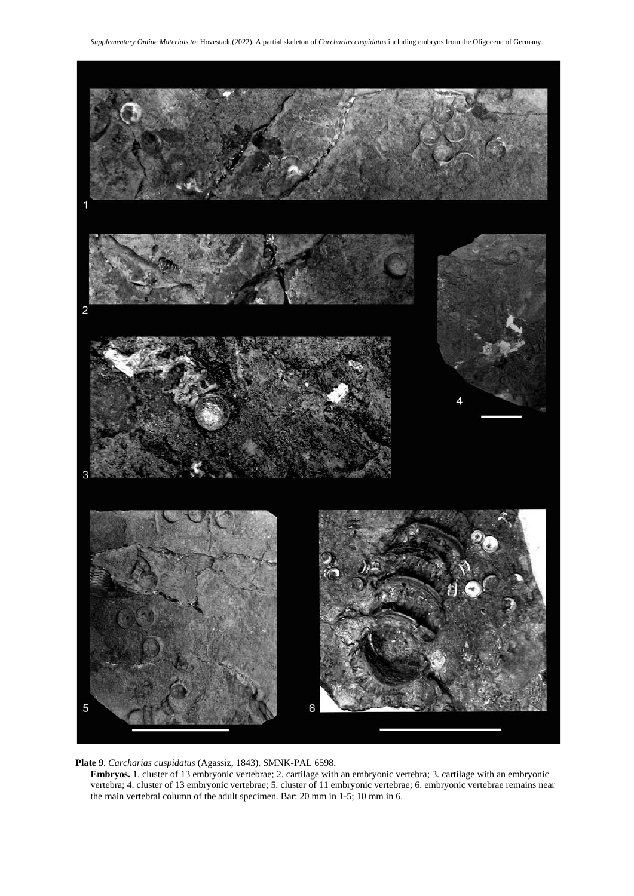**Plate 9**. *Carcharias cuspidatus* (Agassiz, 1843). SMNK-PAL 6598.

**Embryos.** 1. cluster of 13 embryonic vertebrae; 2. cartilage with an embryonic vertebra; 3. cartilage with an embryonic vertebra; 4. cluster of 13 embryonic vertebrae; 5. cluster of 11 embryonic vertebrae; 6. embryonic vertebrae remains near the main vertebral column of the adult specimen. Bar: 20 mm in 1-5; 10 mm in 6.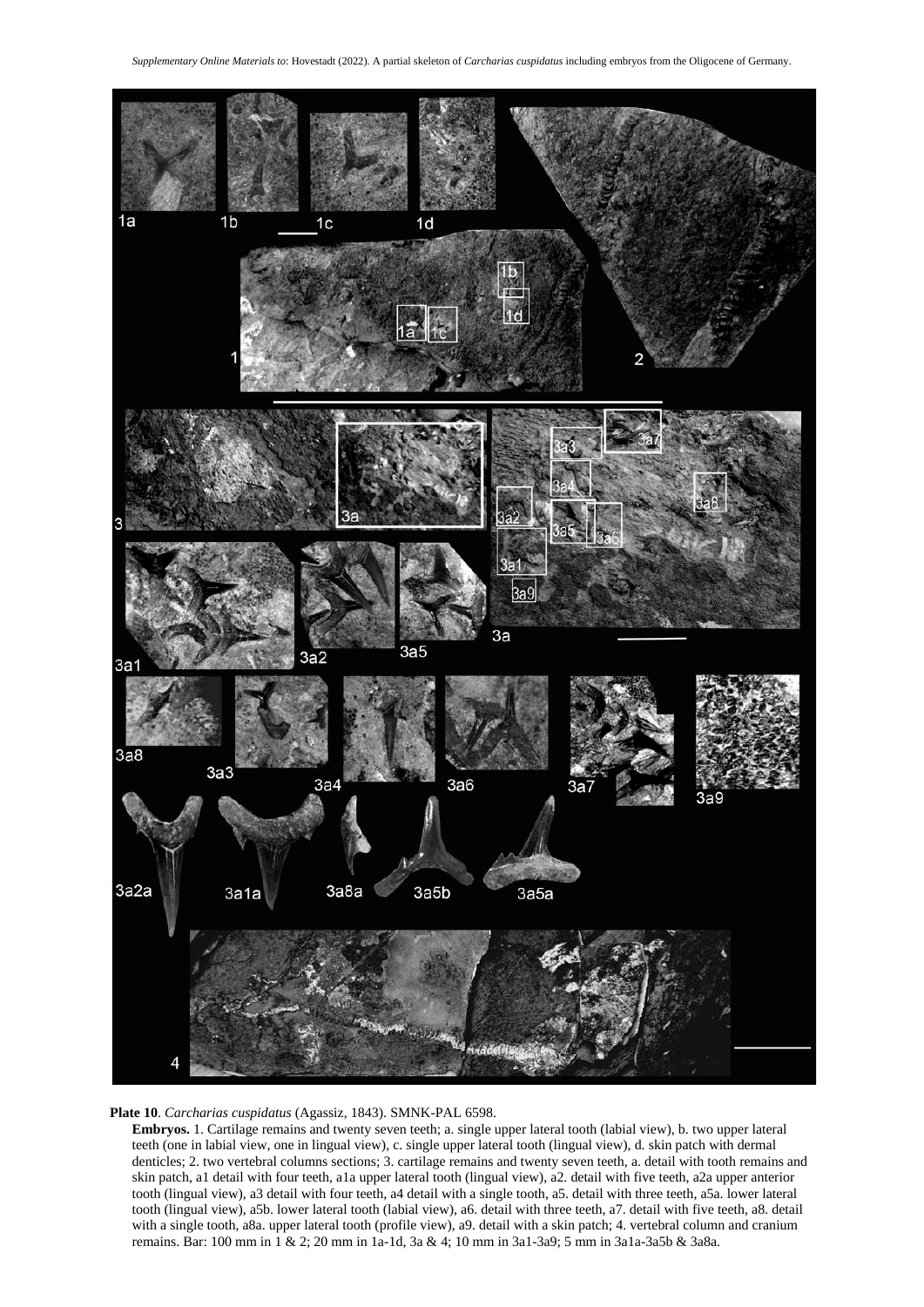**Plate 10**. *Carcharias cuspidatus* (Agassiz, 1843). SMNK-PAL 6598.

**Embryos.** 1. Cartilage remains and twenty seven teeth; a. single upper lateral tooth (labial view), b. two upper lateral teeth (one in labial view, one in lingual view), c. single upper lateral tooth (lingual view), d. skin patch with dermal denticles; 2. two vertebral columns sections; 3. cartilage remains and twenty seven teeth, a. detail with tooth remains and skin patch, a1 detail with four teeth, a1a upper lateral tooth (lingual view), a2. detail with five teeth, a2a upper anterior tooth (lingual view), a3 detail with four teeth, a4 detail with a single tooth, a5. detail with three teeth, a5a. lower lateral tooth (lingual view), a5b. lower lateral tooth (labial view), a6. detail with three teeth, a7. detail with five teeth, a8. detail with a single tooth, a8a. upper lateral tooth (profile view), a9. detail with a skin patch; 4. vertebral column and cranium remains. Bar: 100 mm in 1 & 2; 20 mm in 1a-1d, 3a & 4; 10 mm in 3a1-3a9; 5 mm in 3a1a-3a5b & 3a8a.